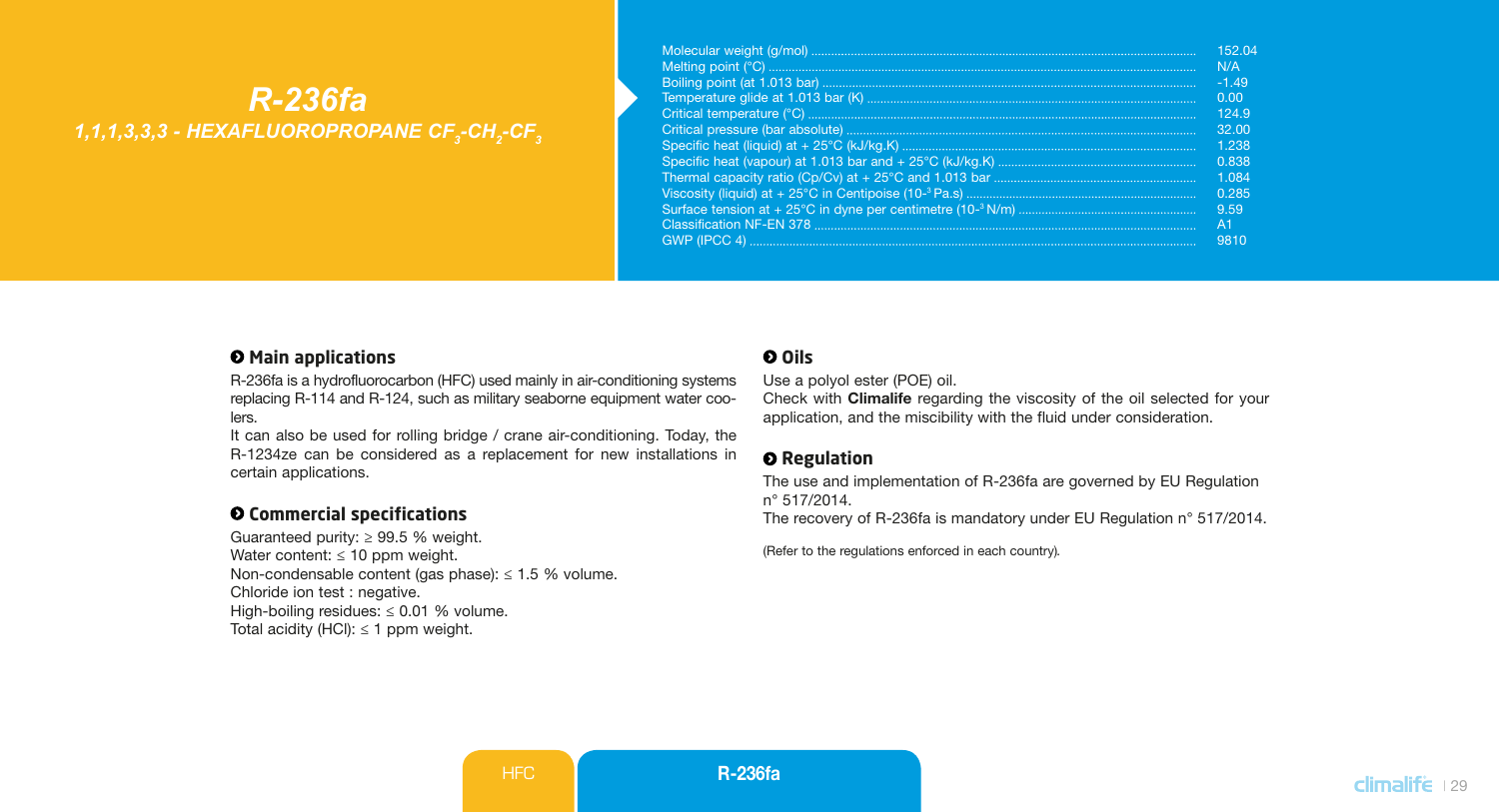# *R-236fa*

## *1,1,1,3,3,3 - HEXAFLUOROPROPANE $CF_3$-$CH_2$-$CF_3$*

| Property | Value |
| --- | --- |
| Molecular weight (g/mol) | 152.04 |
| Melting point (°C) | N/A |
| Boiling point (at 1.013 bar) | -1.49 |
| Temperature glide at 1.013 bar (K) | 0.00 |
| Critical temperature (°C) | 124.9 |
| Critical pressure (bar absolute) | 32.00 |
| Specific heat (liquid) at + 25°C (kJ/kg.K) | 1.238 |
| Specific heat (vapour) at 1.013 bar and + 25°C (kJ/kg.K) | 0.838 |
| Thermal capacity ratio (Cp/Cv) at + 25°C and 1.013 bar | 1.084 |
| Viscosity (liquid) at + 25°C in Centipoise ($10^{-3}$ Pa.s) | 0.285 |
| Surface tension at + 25°C in dyne per centimetre ($10^{-3}$ N/m) | 9.59 |
| Classification NF-EN 378 | A1 |
| GWP (IPCC 4) | 9810 |

### Main applications

R-236fa is a hydrofluorocarbon (HFC) used mainly in air-conditioning systems replacing R-114 and R-124, such as military seaborne equipment water coolers.

It can also be used for rolling bridge / crane air-conditioning. Today, the R-1234ze can be considered as a replacement for new installations in certain applications.

### Commercial specifications

Guaranteed purity: ≥ 99.5 % weight.
Water content: ≤ 10 ppm weight.
Non-condensable content (gas phase): ≤ 1.5 % volume.
Chloride ion test : negative.
High-boiling residues: ≤ 0.01 % volume.
Total acidity (HCl): ≤ 1 ppm weight.

### Oils

Use a polyol ester (POE) oil.
Check with **Climalife** regarding the viscosity of the oil selected for your application, and the miscibility with the fluid under consideration.

### Regulation

The use and implementation of R-236fa are governed by EU Regulation n° 517/2014.
The recovery of R-236fa is mandatory under EU Regulation n° 517/2014.

(Refer to the regulations enforced in each country).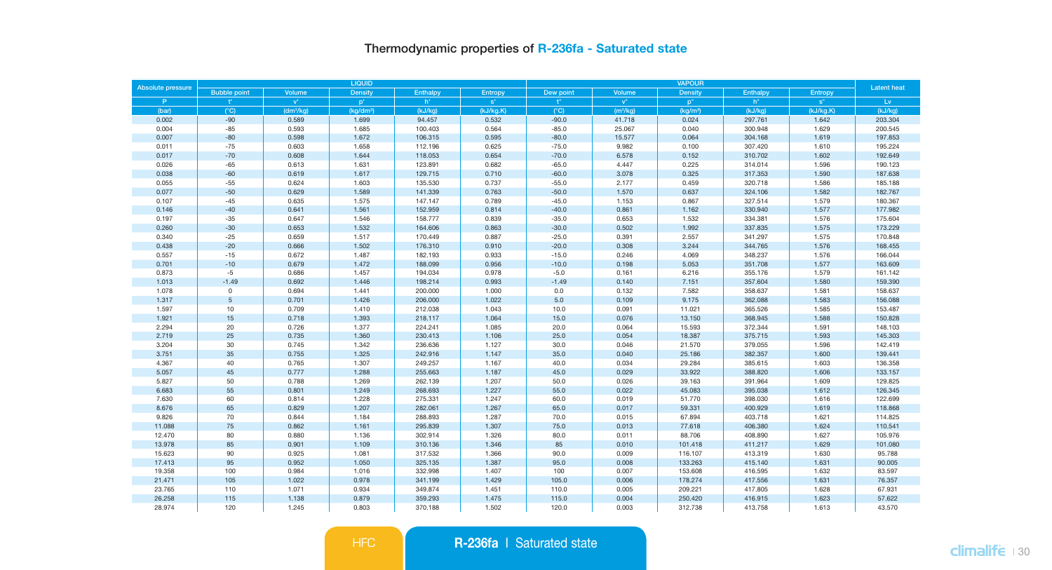# Thermodynamic properties of R-236fa - Saturated state

| Absolute pressure | LIQUID | | | | | VAPOUR | | | | | Latent heat |
|---|---|---|---|---|---|---|---|---|---|---|---|
| | Bubble point | Volume | Density | Enthalpy | Entropy | Dew point | Volume | Density | Enthalpy | Entropy | |
| P | t' | v' | ρ' | h' | s' | t" | v" | ρ" | h" | s" | Lv |
| (bar) | (°C) | (dm³/kg) | (kg/dm³) | (kJ/kg) | (kJ/kg.K) | (°C) | (m³/kg) | (kg/m³) | (kJ/kg) | (kJ/kg.K) | (kJ/kg) |
| 0.002 | -90 | 0.589 | 1.699 | 94.457 | 0.532 | -90.0 | 41.718 | 0.024 | 297.761 | 1.642 | 203.304 |
| 0.004 | -85 | 0.593 | 1.685 | 100.403 | 0.564 | -85.0 | 25.067 | 0.040 | 300.948 | 1.629 | 200.545 |
| 0.007 | -80 | 0.598 | 1.672 | 106.315 | 0.595 | -80.0 | 15.577 | 0.064 | 304.168 | 1.619 | 197.853 |
| 0.011 | -75 | 0.603 | 1.658 | 112.196 | 0.625 | -75.0 | 9.982 | 0.100 | 307.420 | 1.610 | 195.224 |
| 0.017 | -70 | 0.608 | 1.644 | 118.053 | 0.654 | -70.0 | 6.578 | 0.152 | 310.702 | 1.602 | 192.649 |
| 0.026 | -65 | 0.613 | 1.631 | 123.891 | 0.682 | -65.0 | 4.447 | 0.225 | 314.014 | 1.596 | 190.123 |
| 0.038 | -60 | 0.619 | 1.617 | 129.715 | 0.710 | -60.0 | 3.078 | 0.325 | 317.353 | 1.590 | 187.638 |
| 0.055 | -55 | 0.624 | 1.603 | 135.530 | 0.737 | -55.0 | 2.177 | 0.459 | 320.718 | 1.586 | 185.188 |
| 0.077 | -50 | 0.629 | 1.589 | 141.339 | 0.763 | -50.0 | 1.570 | 0.637 | 324.106 | 1.582 | 182.767 |
| 0.107 | -45 | 0.635 | 1.575 | 147.147 | 0.789 | -45.0 | 1.153 | 0.867 | 327.514 | 1.579 | 180.367 |
| 0.146 | -40 | 0.641 | 1.561 | 152.959 | 0.814 | -40.0 | 0.861 | 1.162 | 330.940 | 1.577 | 177.982 |
| 0.197 | -35 | 0.647 | 1.546 | 158.777 | 0.839 | -35.0 | 0.653 | 1.532 | 334.381 | 1.576 | 175.604 |
| 0.260 | -30 | 0.653 | 1.532 | 164.606 | 0.863 | -30.0 | 0.502 | 1.992 | 337.835 | 1.575 | 173.229 |
| 0.340 | -25 | 0.659 | 1.517 | 170.449 | 0.887 | -25.0 | 0.391 | 2.557 | 341.297 | 1.575 | 170.848 |
| 0.438 | -20 | 0.666 | 1.502 | 176.310 | 0.910 | -20.0 | 0.308 | 3.244 | 344.765 | 1.576 | 168.455 |
| 0.557 | -15 | 0.672 | 1.487 | 182.193 | 0.933 | -15.0 | 0.246 | 4.069 | 348.237 | 1.576 | 166.044 |
| 0.701 | -10 | 0.679 | 1.472 | 188.099 | 0.956 | -10.0 | 0.198 | 5.053 | 351.708 | 1.577 | 163.609 |
| 0.873 | -5 | 0.686 | 1.457 | 194.034 | 0.978 | -5.0 | 0.161 | 6.216 | 355.176 | 1.579 | 161.142 |
| 1.013 | -1.49 | 0.692 | 1.446 | 198.214 | 0.993 | -1.49 | 0.140 | 7.151 | 357.604 | 1.580 | 159.390 |
| 1.078 | 0 | 0.694 | 1.441 | 200.000 | 1.000 | 0.0 | 0.132 | 7.582 | 358.637 | 1.581 | 158.637 |
| 1.317 | 5 | 0.701 | 1.426 | 206.000 | 1.022 | 5.0 | 0.109 | 9.175 | 362.088 | 1.583 | 156.088 |
| 1.597 | 10 | 0.709 | 1.410 | 212.038 | 1.043 | 10.0 | 0.091 | 11.021 | 365.526 | 1.585 | 153.487 |
| 1.921 | 15 | 0.718 | 1.393 | 218.117 | 1.064 | 15.0 | 0.076 | 13.150 | 368.945 | 1.588 | 150.828 |
| 2.294 | 20 | 0.726 | 1.377 | 224.241 | 1.085 | 20.0 | 0.064 | 15.593 | 372.344 | 1.591 | 148.103 |
| 2.719 | 25 | 0.735 | 1.360 | 230.413 | 1.106 | 25.0 | 0.054 | 18.387 | 375.715 | 1.593 | 145.303 |
| 3.204 | 30 | 0.745 | 1.342 | 236.636 | 1.127 | 30.0 | 0.046 | 21.570 | 379.055 | 1.596 | 142.419 |
| 3.751 | 35 | 0.755 | 1.325 | 242.916 | 1.147 | 35.0 | 0.040 | 25.186 | 382.357 | 1.600 | 139.441 |
| 4.367 | 40 | 0.765 | 1.307 | 249.257 | 1.167 | 40.0 | 0.034 | 29.284 | 385.615 | 1.603 | 136.358 |
| 5.057 | 45 | 0.777 | 1.288 | 255.663 | 1.187 | 45.0 | 0.029 | 33.922 | 388.820 | 1.606 | 133.157 |
| 5.827 | 50 | 0.788 | 1.269 | 262.139 | 1.207 | 50.0 | 0.026 | 39.163 | 391.964 | 1.609 | 129.825 |
| 6.683 | 55 | 0.801 | 1.249 | 268.693 | 1.227 | 55.0 | 0.022 | 45.083 | 395.038 | 1.612 | 126.345 |
| 7.630 | 60 | 0.814 | 1.228 | 275.331 | 1.247 | 60.0 | 0.019 | 51.770 | 398.030 | 1.616 | 122.699 |
| 8.676 | 65 | 0.829 | 1.207 | 282.061 | 1.267 | 65.0 | 0.017 | 59.331 | 400.929 | 1.619 | 118.868 |
| 9.826 | 70 | 0.844 | 1.184 | 288.893 | 1.287 | 70.0 | 0.015 | 67.894 | 403.718 | 1.621 | 114.825 |
| 11.088 | 75 | 0.862 | 1.161 | 295.839 | 1.307 | 75.0 | 0.013 | 77.618 | 406.380 | 1.624 | 110.541 |
| 12.470 | 80 | 0.880 | 1.136 | 302.914 | 1.326 | 80.0 | 0.011 | 88.706 | 408.890 | 1.627 | 105.976 |
| 13.978 | 85 | 0.901 | 1.109 | 310.136 | 1.346 | 85 | 0.010 | 101.418 | 411.217 | 1.629 | 101.080 |
| 15.623 | 90 | 0.925 | 1.081 | 317.532 | 1.366 | 90.0 | 0.009 | 116.107 | 413.319 | 1.630 | 95.788 |
| 17.413 | 95 | 0.952 | 1.050 | 325.135 | 1.387 | 95.0 | 0.008 | 133.263 | 415.140 | 1.631 | 90.005 |
| 19.358 | 100 | 0.984 | 1.016 | 332.998 | 1.407 | 100 | 0.007 | 153.608 | 416.595 | 1.632 | 83.597 |
| 21.471 | 105 | 1.022 | 0.978 | 341.199 | 1.429 | 105.0 | 0.006 | 178.274 | 417.556 | 1.631 | 76.357 |
| 23.765 | 110 | 1.071 | 0.934 | 349.874 | 1.451 | 110.0 | 0.005 | 209.221 | 417.805 | 1.628 | 67.931 |
| 26.258 | 115 | 1.138 | 0.879 | 359.293 | 1.475 | 115.0 | 0.004 | 250.420 | 416.915 | 1.623 | 57.622 |
| 28.974 | 120 | 1.245 | 0.803 | 370.188 | 1.502 | 120.0 | 0.003 | 312.738 | 413.758 | 1.613 | 43.570 |

HFC | **R-236fa** | Saturated state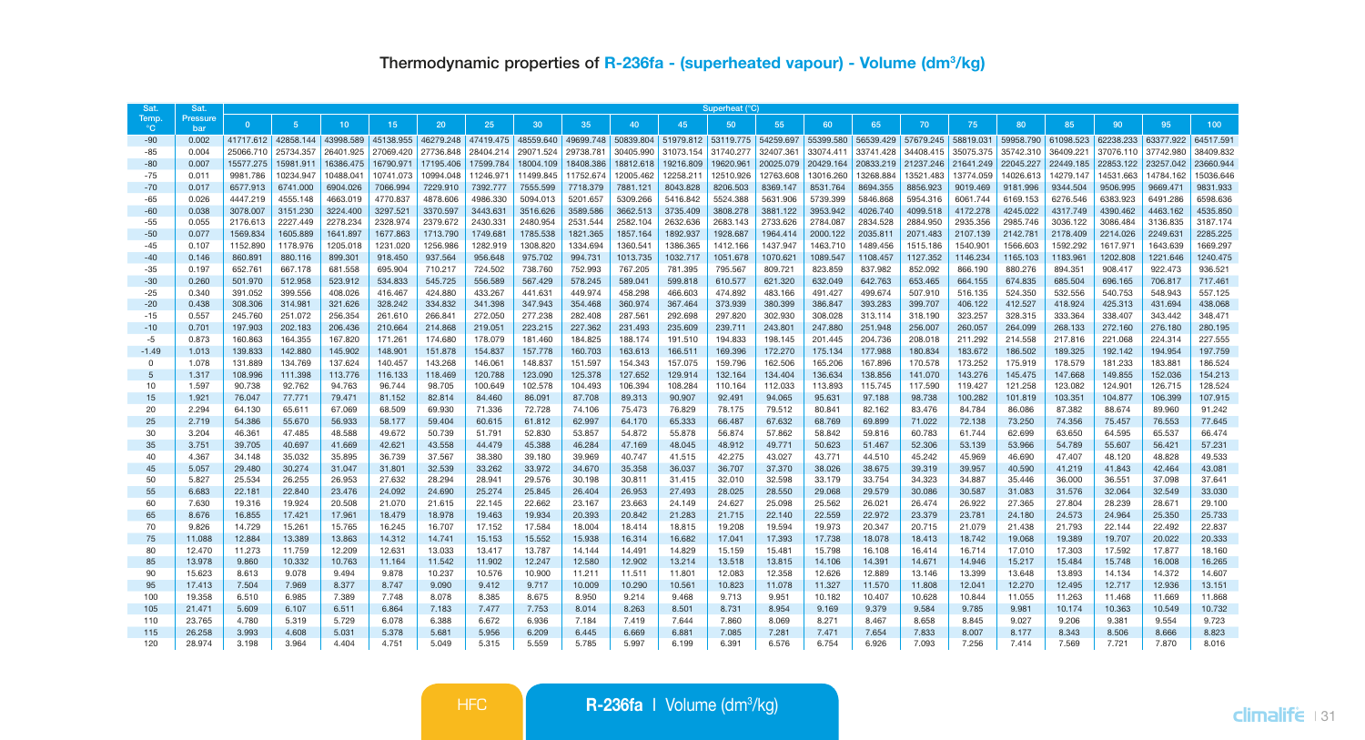# Thermodynamic properties of R-236fa - (superheated vapour) - Volume (dm$^3$/kg)

| Sat. Temp. °C | Sat. Pressure bar | Superheat (°C) | | | | | | | | | | | | | | | | | | | | |
|---|---|---|---|---|---|---|---|---|---|---|---|---|---|---|---|---|---|---|---|---|---|---|
| | | 0 | 5 | 10 | 15 | 20 | 25 | 30 | 35 | 40 | 45 | 50 | 55 | 60 | 65 | 70 | 75 | 80 | 85 | 90 | 95 | 100 |
| -90 | 0.002 | 41717.612 | 42858.144 | 43998.589 | 45138.955 | 46279.248 | 47419.475 | 48559.640 | 49699.748 | 50839.804 | 51979.812 | 53119.775 | 54259.697 | 55399.580 | 56539.429 | 57679.245 | 58819.031 | 59958.790 | 61098.523 | 62238.233 | 63377.922 | 64517.591 |
| -85 | 0.004 | 25066.710 | 25734.357 | 26401.925 | 27069.420 | 27736.848 | 28404.214 | 29071.524 | 29738.781 | 30405.990 | 31073.154 | 31740.277 | 32407.361 | 33074.411 | 33741.428 | 34408.415 | 35075.375 | 35742.310 | 36409.221 | 37076.110 | 37742.980 | 38409.832 |
| -80 | 0.007 | 15577.275 | 15981.911 | 16386.475 | 16790.971 | 17195.406 | 17599.784 | 18004.109 | 18408.386 | 18812.618 | 19216.809 | 19620.961 | 20025.079 | 20429.164 | 20833.219 | 21237.246 | 21641.249 | 22045.227 | 22449.185 | 22853.122 | 23257.042 | 23660.944 |
| -75 | 0.011 | 9981.786 | 10234.947 | 10488.041 | 10741.073 | 10994.048 | 11246.971 | 11499.845 | 11752.674 | 12005.462 | 12258.211 | 12510.926 | 12763.608 | 13016.260 | 13268.884 | 13521.483 | 13774.059 | 14026.613 | 14279.147 | 14531.663 | 14784.162 | 15036.646 |
| -70 | 0.017 | 6577.913 | 6741.000 | 6904.026 | 7066.994 | 7229.910 | 7392.777 | 7555.599 | 7718.379 | 7881.121 | 8043.828 | 8206.503 | 8369.147 | 8531.764 | 8694.355 | 8856.923 | 9019.469 | 9181.996 | 9344.504 | 9506.995 | 9669.471 | 9831.933 |
| -65 | 0.026 | 4447.219 | 4555.148 | 4663.019 | 4770.837 | 4878.606 | 4986.330 | 5094.013 | 5201.657 | 5309.266 | 5416.842 | 5524.388 | 5631.906 | 5739.399 | 5846.868 | 5954.316 | 6061.744 | 6169.153 | 6276.546 | 6383.923 | 6491.286 | 6598.636 |
| -60 | 0.038 | 3078.007 | 3151.230 | 3224.400 | 3297.521 | 3370.597 | 3443.631 | 3516.626 | 3589.586 | 3662.513 | 3735.409 | 3808.278 | 3881.122 | 3953.942 | 4026.740 | 4099.518 | 4172.278 | 4245.022 | 4317.749 | 4390.462 | 4463.162 | 4535.850 |
| -55 | 0.055 | 2176.613 | 2227.449 | 2278.234 | 2328.974 | 2379.672 | 2430.331 | 2480.954 | 2531.544 | 2582.104 | 2632.636 | 2683.143 | 2733.626 | 2784.087 | 2834.528 | 2884.950 | 2935.356 | 2985.746 | 3036.122 | 3086.484 | 3136.835 | 3187.174 |
| -50 | 0.077 | 1569.834 | 1605.889 | 1641.897 | 1677.863 | 1713.790 | 1749.681 | 1785.538 | 1821.365 | 1857.164 | 1892.937 | 1928.687 | 1964.414 | 2000.122 | 2035.811 | 2071.483 | 2107.139 | 2142.781 | 2178.409 | 2214.026 | 2249.631 | 2285.225 |
| -45 | 0.107 | 1152.890 | 1178.976 | 1205.018 | 1231.020 | 1256.986 | 1282.919 | 1308.820 | 1334.694 | 1360.541 | 1386.365 | 1412.166 | 1437.947 | 1463.710 | 1489.456 | 1515.186 | 1540.901 | 1566.603 | 1592.292 | 1617.971 | 1643.639 | 1669.297 |
| -40 | 0.146 | 860.891 | 880.116 | 899.301 | 918.450 | 937.564 | 956.648 | 975.702 | 994.731 | 1013.735 | 1032.717 | 1051.678 | 1070.621 | 1089.547 | 1108.457 | 1127.352 | 1146.234 | 1165.103 | 1183.961 | 1202.808 | 1221.646 | 1240.475 |
| -35 | 0.197 | 652.761 | 667.178 | 681.558 | 695.904 | 710.217 | 724.502 | 738.760 | 752.993 | 767.205 | 781.395 | 795.567 | 809.721 | 823.859 | 837.982 | 852.092 | 866.190 | 880.276 | 894.351 | 908.417 | 922.473 | 936.521 |
| -30 | 0.260 | 501.970 | 512.958 | 523.912 | 534.833 | 545.725 | 556.589 | 567.429 | 578.245 | 589.041 | 599.818 | 610.577 | 621.320 | 632.049 | 642.763 | 653.465 | 664.155 | 674.835 | 685.504 | 696.165 | 706.817 | 717.461 |
| -25 | 0.340 | 391.052 | 399.556 | 408.026 | 416.467 | 424.880 | 433.267 | 441.631 | 449.974 | 458.298 | 466.603 | 474.892 | 483.166 | 491.427 | 499.674 | 507.910 | 516.135 | 524.350 | 532.556 | 540.753 | 548.943 | 557.125 |
| -20 | 0.438 | 308.306 | 314.981 | 321.626 | 328.242 | 334.832 | 341.398 | 347.943 | 354.468 | 360.974 | 367.464 | 373.939 | 380.399 | 386.847 | 393.283 | 399.707 | 406.122 | 412.527 | 418.924 | 425.313 | 431.694 | 438.068 |
| -15 | 0.557 | 245.760 | 251.072 | 256.354 | 261.610 | 266.841 | 272.050 | 277.238 | 282.408 | 287.561 | 292.698 | 297.820 | 302.930 | 308.028 | 313.114 | 318.190 | 323.257 | 328.315 | 333.364 | 338.407 | 343.442 | 348.471 |
| -10 | 0.701 | 197.903 | 202.183 | 206.436 | 210.664 | 214.868 | 219.051 | 223.215 | 227.362 | 231.493 | 235.609 | 239.711 | 243.801 | 247.880 | 251.948 | 256.007 | 260.057 | 264.099 | 268.133 | 272.160 | 276.180 | 280.195 |
| -5 | 0.873 | 160.863 | 164.355 | 167.820 | 171.261 | 174.680 | 178.079 | 181.460 | 184.825 | 188.174 | 191.510 | 194.833 | 198.145 | 201.445 | 204.736 | 208.018 | 211.292 | 214.558 | 217.816 | 221.068 | 224.314 | 227.555 |
| -1.49 | 1.013 | 139.833 | 142.880 | 145.902 | 148.901 | 151.878 | 154.837 | 157.778 | 160.703 | 163.613 | 166.511 | 169.396 | 172.270 | 175.134 | 177.988 | 180.834 | 183.672 | 186.502 | 189.325 | 192.142 | 194.954 | 197.759 |
| 0 | 1.078 | 131.889 | 134.769 | 137.624 | 140.457 | 143.268 | 146.061 | 148.837 | 151.597 | 154.343 | 157.075 | 159.796 | 162.506 | 165.206 | 167.896 | 170.578 | 173.252 | 175.919 | 178.579 | 181.233 | 183.881 | 186.524 |
| 5 | 1.317 | 108.996 | 111.398 | 113.776 | 116.133 | 118.469 | 120.788 | 123.090 | 125.378 | 127.652 | 129.914 | 132.164 | 134.404 | 136.634 | 138.856 | 141.070 | 143.276 | 145.475 | 147.668 | 149.855 | 152.036 | 154.213 |
| 10 | 1.597 | 90.738 | 92.762 | 94.763 | 96.744 | 98.705 | 100.649 | 102.578 | 104.493 | 106.394 | 108.284 | 110.164 | 112.033 | 113.893 | 115.745 | 117.590 | 119.427 | 121.258 | 123.082 | 124.901 | 126.715 | 128.524 |
| 15 | 1.921 | 76.047 | 77.771 | 79.471 | 81.152 | 82.814 | 84.460 | 86.091 | 87.708 | 89.313 | 90.907 | 92.491 | 94.065 | 95.631 | 97.188 | 98.738 | 100.282 | 101.819 | 103.351 | 104.877 | 106.399 | 107.915 |
| 20 | 2.294 | 64.130 | 65.611 | 67.069 | 68.509 | 69.930 | 71.336 | 72.728 | 74.106 | 75.473 | 76.829 | 78.175 | 79.512 | 80.841 | 82.162 | 83.476 | 84.784 | 86.086 | 87.382 | 88.674 | 89.960 | 91.242 |
| 25 | 2.719 | 54.386 | 55.670 | 56.933 | 58.177 | 59.404 | 60.615 | 61.812 | 62.997 | 64.170 | 65.333 | 66.487 | 67.632 | 68.769 | 69.899 | 71.022 | 72.138 | 73.250 | 74.356 | 75.457 | 76.553 | 77.645 |
| 30 | 3.204 | 46.361 | 47.485 | 48.588 | 49.672 | 50.739 | 51.791 | 52.830 | 53.857 | 54.872 | 55.878 | 56.874 | 57.862 | 58.842 | 59.816 | 60.783 | 61.744 | 62.699 | 63.650 | 64.595 | 65.537 | 66.474 |
| 35 | 3.751 | 39.705 | 40.697 | 41.669 | 42.621 | 43.558 | 44.479 | 45.388 | 46.284 | 47.169 | 48.045 | 48.912 | 49.771 | 50.623 | 51.467 | 52.306 | 53.139 | 53.966 | 54.789 | 55.607 | 56.421 | 57.231 |
| 40 | 4.367 | 34.148 | 35.032 | 35.895 | 36.739 | 37.567 | 38.380 | 39.180 | 39.969 | 40.747 | 41.515 | 42.275 | 43.027 | 43.771 | 44.510 | 45.242 | 45.969 | 46.690 | 47.407 | 48.120 | 48.828 | 49.533 |
| 45 | 5.057 | 29.480 | 30.274 | 31.047 | 31.801 | 32.539 | 33.262 | 33.972 | 34.670 | 35.358 | 36.037 | 36.707 | 37.370 | 38.026 | 38.675 | 39.319 | 39.957 | 40.590 | 41.219 | 41.843 | 42.464 | 43.081 |
| 50 | 5.827 | 25.534 | 26.255 | 26.953 | 27.632 | 28.294 | 28.941 | 29.576 | 30.198 | 30.811 | 31.415 | 32.010 | 32.598 | 33.179 | 33.754 | 34.323 | 34.887 | 35.446 | 36.000 | 36.551 | 37.098 | 37.641 |
| 55 | 6.683 | 22.181 | 22.840 | 23.476 | 24.092 | 24.690 | 25.274 | 25.845 | 26.404 | 26.953 | 27.493 | 28.025 | 28.550 | 29.068 | 29.579 | 30.086 | 30.587 | 31.083 | 31.576 | 32.064 | 32.549 | 33.030 |
| 60 | 7.630 | 19.316 | 19.924 | 20.508 | 21.070 | 21.615 | 22.145 | 22.662 | 23.167 | 23.663 | 24.149 | 24.627 | 25.098 | 25.562 | 26.021 | 26.474 | 26.922 | 27.365 | 27.804 | 28.239 | 28.671 | 29.100 |
| 65 | 8.676 | 16.855 | 17.421 | 17.961 | 18.479 | 18.978 | 19.463 | 19.934 | 20.393 | 20.842 | 21.283 | 21.715 | 22.140 | 22.559 | 22.972 | 23.379 | 23.781 | 24.180 | 24.573 | 24.964 | 25.350 | 25.733 |
| 70 | 9.826 | 14.729 | 15.261 | 15.765 | 16.245 | 16.707 | 17.152 | 17.584 | 18.004 | 18.414 | 18.815 | 19.208 | 19.594 | 19.973 | 20.347 | 20.715 | 21.079 | 21.438 | 21.793 | 22.144 | 22.492 | 22.837 |
| 75 | 11.088 | 12.884 | 13.389 | 13.863 | 14.312 | 14.741 | 15.153 | 15.552 | 15.938 | 16.314 | 16.682 | 17.041 | 17.393 | 17.738 | 18.078 | 18.413 | 18.742 | 19.068 | 19.389 | 19.707 | 20.022 | 20.333 |
| 80 | 12.470 | 11.273 | 11.759 | 12.209 | 12.631 | 13.033 | 13.417 | 13.787 | 14.144 | 14.491 | 14.829 | 15.159 | 15.481 | 15.798 | 16.108 | 16.414 | 16.714 | 17.010 | 17.303 | 17.592 | 17.877 | 18.160 |
| 85 | 13.978 | 9.860 | 10.332 | 10.763 | 11.164 | 11.542 | 11.902 | 12.247 | 12.580 | 12.902 | 13.214 | 13.518 | 13.815 | 14.106 | 14.391 | 14.671 | 14.946 | 15.217 | 15.484 | 15.748 | 16.008 | 16.265 |
| 90 | 15.623 | 8.613 | 9.078 | 9.494 | 9.878 | 10.237 | 10.576 | 10.900 | 11.211 | 11.511 | 11.801 | 12.083 | 12.358 | 12.626 | 12.889 | 13.146 | 13.399 | 13.648 | 13.893 | 14.134 | 14.372 | 14.607 |
| 95 | 17.413 | 7.504 | 7.969 | 8.377 | 8.747 | 9.090 | 9.412 | 9.717 | 10.009 | 10.290 | 10.561 | 10.823 | 11.078 | 11.327 | 11.570 | 11.808 | 12.041 | 12.270 | 12.495 | 12.717 | 12.936 | 13.151 |
| 100 | 19.358 | 6.510 | 6.985 | 7.389 | 7.748 | 8.078 | 8.385 | 8.675 | 8.950 | 9.214 | 9.468 | 9.713 | 9.951 | 10.182 | 10.407 | 10.628 | 10.844 | 11.055 | 11.263 | 11.468 | 11.669 | 11.868 |
| 105 | 21.471 | 5.609 | 6.107 | 6.511 | 6.864 | 7.183 | 7.477 | 7.753 | 8.014 | 8.263 | 8.501 | 8.731 | 8.954 | 9.169 | 9.379 | 9.584 | 9.785 | 9.981 | 10.174 | 10.363 | 10.549 | 10.732 |
| 110 | 23.765 | 4.780 | 5.319 | 5.729 | 6.078 | 6.388 | 6.672 | 6.936 | 7.184 | 7.419 | 7.644 | 7.860 | 8.069 | 8.271 | 8.467 | 8.658 | 8.845 | 9.027 | 9.206 | 9.381 | 9.554 | 9.723 |
| 115 | 26.258 | 3.993 | 4.608 | 5.031 | 5.378 | 5.681 | 5.956 | 6.209 | 6.445 | 6.669 | 6.881 | 7.085 | 7.281 | 7.471 | 7.654 | 7.833 | 8.007 | 8.177 | 8.343 | 8.506 | 8.666 | 8.823 |
| 120 | 28.974 | 3.198 | 3.964 | 4.404 | 4.751 | 5.049 | 5.315 | 5.559 | 5.785 | 5.997 | 6.199 | 6.391 | 6.576 | 6.754 | 6.926 | 7.093 | 7.256 | 7.414 | 7.569 | 7.721 | 7.870 | 8.016 |

HFC | **R-236fa** | Volume (dm$^3$/kg)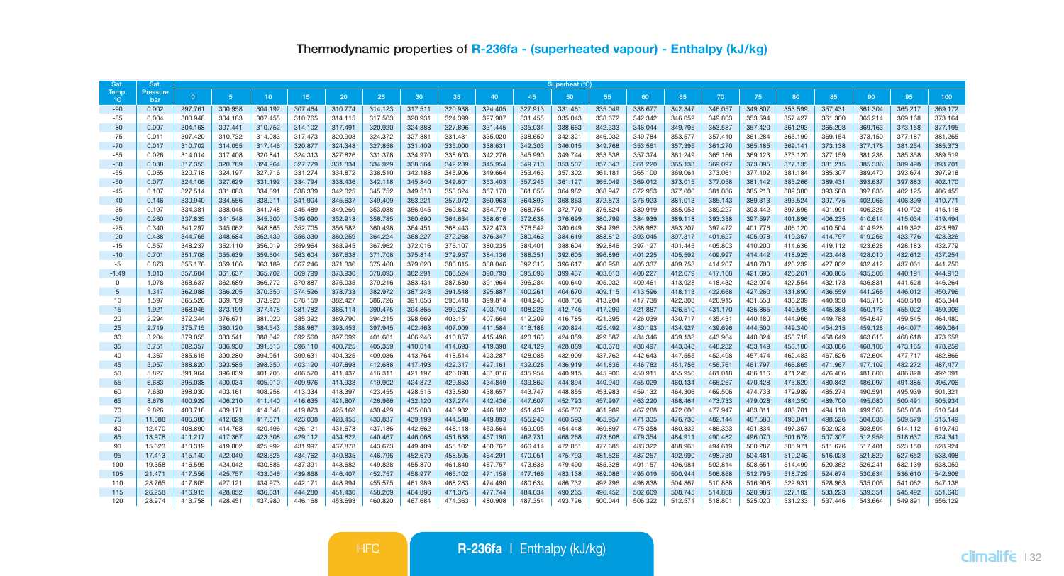## Thermodynamic properties of R-236fa - (superheated vapour) - Enthalpy (kJ/kg)

| Sat. Temp. °C | Sat. Pressure bar | Superheat (°C) | | | | | | | | | | | | | | | | | | | | |
|---|---|---|---|---|---|---|---|---|---|---|---|---|---|---|---|---|---|---|---|---|---|---|
| | | 0 | 5 | 10 | 15 | 20 | 25 | 30 | 35 | 40 | 45 | 50 | 55 | 60 | 65 | 70 | 75 | 80 | 85 | 90 | 95 | 100 |
| -90 | 0.002 | 297.761 | 300.958 | 304.192 | 307.464 | 310.774 | 314.123 | 317.511 | 320.938 | 324.405 | 327.913 | 331.461 | 335.049 | 338.677 | 342.347 | 346.057 | 349.807 | 353.599 | 357.431 | 361.304 | 365.217 | 369.172 |
| -85 | 0.004 | 300.948 | 304.183 | 307.455 | 310.765 | 314.115 | 317.503 | 320.931 | 324.399 | 327.907 | 331.455 | 335.043 | 338.672 | 342.342 | 346.052 | 349.803 | 353.594 | 357.427 | 361.300 | 365.214 | 369.168 | 373.164 |
| -80 | 0.007 | 304.168 | 307.441 | 310.752 | 314.102 | 317.491 | 320.920 | 324.388 | 327.896 | 331.445 | 335.034 | 338.663 | 342.333 | 346.044 | 349.795 | 353.587 | 357.420 | 361.293 | 365.208 | 369.163 | 373.158 | 377.195 |
| -75 | 0.011 | 307.420 | 310.732 | 314.083 | 317.473 | 320.903 | 324.372 | 327.881 | 331.431 | 335.020 | 338.650 | 342.321 | 346.032 | 349.784 | 353.577 | 357.410 | 361.284 | 365.199 | 369.154 | 373.150 | 377.187 | 381.265 |
| -70 | 0.017 | 310.702 | 314.055 | 317.446 | 320.877 | 324.348 | 327.858 | 331.409 | 335.000 | 338.631 | 342.303 | 346.015 | 349.768 | 353.561 | 357.395 | 361.270 | 365.185 | 369.141 | 373.138 | 377.176 | 381.254 | 385.373 |
| -65 | 0.026 | 314.014 | 317.408 | 320.841 | 324.313 | 327.826 | 331.378 | 334.970 | 338.603 | 342.276 | 345.990 | 349.744 | 353.538 | 357.374 | 361.249 | 365.166 | 369.123 | 373.120 | 377.159 | 381.238 | 385.358 | 389.519 |
| -60 | 0.038 | 317.353 | 320.789 | 324.264 | 327.779 | 331.334 | 334.929 | 338.564 | 342.239 | 345.954 | 349.710 | 353.507 | 357.343 | 361.220 | 365.138 | 369.097 | 373.095 | 377.135 | 381.215 | 385.336 | 389.498 | 393.701 |
| -55 | 0.055 | 320.718 | 324.197 | 327.716 | 331.274 | 334.872 | 338.510 | 342.188 | 345.906 | 349.664 | 353.463 | 357.302 | 361.181 | 365.100 | 369.061 | 373.061 | 377.102 | 381.184 | 385.307 | 389.470 | 393.674 | 397.918 |
| -50 | 0.077 | 324.106 | 327.629 | 331.192 | 334.794 | 338.436 | 342.118 | 345.840 | 349.601 | 353.403 | 357.245 | 361.127 | 365.049 | 369.012 | 373.015 | 377.058 | 381.142 | 385.266 | 389.431 | 393.637 | 397.883 | 402.170 |
| -45 | 0.107 | 327.514 | 331.083 | 334.691 | 338.339 | 342.025 | 345.752 | 349.518 | 353.324 | 357.170 | 361.056 | 364.982 | 368.947 | 372.953 | 377.000 | 381.086 | 385.213 | 389.380 | 393.588 | 397.836 | 402.125 | 406.455 |
| -40 | 0.146 | 330.940 | 334.556 | 338.211 | 341.904 | 345.637 | 349.409 | 353.221 | 357.072 | 360.963 | 364.893 | 368.863 | 372.873 | 376.923 | 381.013 | 385.143 | 389.313 | 393.524 | 397.775 | 402.066 | 406.399 | 410.771 |
| -35 | 0.197 | 334.381 | 338.045 | 341.748 | 345.489 | 349.269 | 353.088 | 356.945 | 360.842 | 364.779 | 368.754 | 372.770 | 376.824 | 380.919 | 385.053 | 389.227 | 393.442 | 397.696 | 401.991 | 406.326 | 410.702 | 415.118 |
| -30 | 0.260 | 337.835 | 341.548 | 345.300 | 349.090 | 352.918 | 356.785 | 360.690 | 364.634 | 368.616 | 372.638 | 376.699 | 380.799 | 384.939 | 389.118 | 393.338 | 397.597 | 401.896 | 406.235 | 410.614 | 415.034 | 419.494 |
| -25 | 0.340 | 341.297 | 345.062 | 348.865 | 352.705 | 356.582 | 360.498 | 364.451 | 368.443 | 372.473 | 376.542 | 380.649 | 384.796 | 388.982 | 393.207 | 397.472 | 401.776 | 406.120 | 410.504 | 414.928 | 419.392 | 423.897 |
| -20 | 0.438 | 344.765 | 348.584 | 352.439 | 356.330 | 360.259 | 364.224 | 368.227 | 372.268 | 376.347 | 380.463 | 384.619 | 388.812 | 393.045 | 397.317 | 401.627 | 405.978 | 410.367 | 414.797 | 419.266 | 423.776 | 428.326 |
| -15 | 0.557 | 348.237 | 352.110 | 356.019 | 359.964 | 363.945 | 367.962 | 372.016 | 376.107 | 380.235 | 384.401 | 388.604 | 392.846 | 397.127 | 401.445 | 405.803 | 410.200 | 414.636 | 419.112 | 423.628 | 428.183 | 432.779 |
| -10 | 0.701 | 351.708 | 355.639 | 359.604 | 363.604 | 367.638 | 371.708 | 375.814 | 379.957 | 384.136 | 388.351 | 392.605 | 396.896 | 401.225 | 405.592 | 409.997 | 414.442 | 418.925 | 423.448 | 428.010 | 432.612 | 437.254 |
| -5 | 0.873 | 355.176 | 359.166 | 363.189 | 367.246 | 371.336 | 375.460 | 379.620 | 383.815 | 388.046 | 392.313 | 396.617 | 400.958 | 405.337 | 409.753 | 414.207 | 418.700 | 423.232 | 427.802 | 432.412 | 437.061 | 441.750 |
| -1.49 | 1.013 | 357.604 | 361.637 | 365.702 | 369.799 | 373.930 | 378.093 | 382.291 | 386.524 | 390.793 | 395.096 | 399.437 | 403.813 | 408.227 | 412.679 | 417.168 | 421.695 | 426.261 | 430.865 | 435.508 | 440.191 | 444.913 |
| 0 | 1.078 | 358.637 | 362.689 | 366.772 | 370.887 | 375.035 | 379.216 | 383.431 | 387.680 | 391.964 | 396.284 | 400.640 | 405.032 | 409.461 | 413.928 | 418.432 | 422.974 | 427.554 | 432.173 | 436.831 | 441.528 | 446.264 |
| 5 | 1.317 | 362.088 | 366.205 | 370.350 | 374.526 | 378.733 | 382.972 | 387.243 | 391.548 | 395.887 | 400.261 | 404.670 | 409.115 | 413.596 | 418.113 | 422.668 | 427.260 | 431.890 | 436.559 | 441.266 | 446.012 | 450.796 |
| 10 | 1.597 | 365.526 | 369.709 | 373.920 | 378.159 | 382.427 | 386.726 | 391.056 | 395.418 | 399.814 | 404.243 | 408.706 | 413.204 | 417.738 | 422.308 | 426.915 | 431.558 | 436.239 | 440.958 | 445.715 | 450.510 | 455.344 |
| 15 | 1.921 | 368.945 | 373.199 | 377.478 | 381.782 | 386.114 | 390.475 | 394.865 | 399.287 | 403.740 | 408.226 | 412.745 | 417.299 | 421.887 | 426.510 | 431.170 | 435.865 | 440.598 | 445.368 | 450.176 | 455.022 | 459.906 |
| 20 | 2.294 | 372.344 | 376.671 | 381.020 | 385.392 | 389.790 | 394.215 | 398.669 | 403.151 | 407.664 | 412.209 | 416.785 | 421.395 | 426.039 | 430.717 | 435.431 | 440.180 | 444.966 | 449.788 | 454.647 | 459.545 | 464.480 |
| 25 | 2.719 | 375.715 | 380.120 | 384.543 | 388.987 | 393.453 | 397.945 | 402.463 | 407.009 | 411.584 | 416.188 | 420.824 | 425.492 | 430.193 | 434.927 | 439.696 | 444.500 | 449.340 | 454.215 | 459.128 | 464.077 | 469.064 |
| 30 | 3.204 | 379.055 | 383.541 | 388.042 | 392.560 | 397.099 | 401.661 | 406.246 | 410.857 | 415.496 | 420.163 | 424.859 | 429.587 | 434.346 | 439.138 | 443.964 | 448.824 | 453.718 | 458.649 | 463.615 | 468.618 | 473.658 |
| 35 | 3.751 | 382.357 | 386.930 | 391.513 | 396.110 | 400.725 | 405.359 | 410.014 | 414.693 | 419.398 | 424.129 | 428.889 | 433.678 | 438.497 | 443.348 | 448.232 | 453.149 | 458.100 | 463.086 | 468.108 | 473.165 | 478.259 |
| 40 | 4.367 | 385.615 | 390.280 | 394.951 | 399.631 | 404.325 | 409.036 | 413.764 | 418.514 | 423.287 | 428.085 | 432.909 | 437.762 | 442.643 | 447.555 | 452.498 | 457.474 | 462.483 | 467.526 | 472.604 | 477.717 | 482.866 |
| 45 | 5.057 | 388.820 | 393.585 | 398.350 | 403.120 | 407.898 | 412.688 | 417.493 | 422.317 | 427.161 | 432.028 | 436.919 | 441.836 | 446.782 | 451.756 | 456.761 | 461.797 | 466.865 | 471.967 | 477.102 | 482.272 | 487.477 |
| 50 | 5.827 | 391.964 | 396.839 | 401.705 | 406.570 | 411.437 | 416.311 | 421.197 | 426.098 | 431.016 | 435.954 | 440.915 | 445.900 | 450.911 | 455.950 | 461.018 | 466.116 | 471.245 | 476.406 | 481.600 | 486.828 | 492.091 |
| 55 | 6.683 | 395.038 | 400.034 | 405.010 | 409.976 | 414.938 | 419.902 | 424.872 | 429.853 | 434.849 | 439.862 | 444.894 | 449.949 | 455.029 | 460.134 | 465.267 | 470.428 | 475.620 | 480.842 | 486.097 | 491.385 | 496.706 |
| 60 | 7.630 | 398.030 | 403.161 | 408.258 | 413.334 | 418.397 | 423.455 | 428.515 | 433.580 | 438.657 | 443.747 | 448.855 | 453.983 | 459.132 | 464.306 | 469.506 | 474.733 | 479.989 | 485.274 | 490.591 | 495.939 | 501.321 |
| 65 | 8.676 | 400.929 | 406.210 | 411.440 | 416.635 | 421.807 | 426.966 | 432.120 | 437.274 | 442.436 | 447.607 | 452.793 | 457.997 | 463.220 | 468.464 | 473.733 | 479.028 | 484.350 | 489.700 | 495.080 | 500.491 | 505.934 |
| 70 | 9.826 | 403.718 | 409.171 | 414.548 | 419.873 | 425.162 | 430.429 | 435.683 | 440.932 | 446.182 | 451.439 | 456.707 | 461.989 | 467.288 | 472.606 | 477.947 | 483.311 | 488.701 | 494.118 | 499.563 | 505.038 | 510.544 |
| 75 | 11.088 | 406.380 | 412.029 | 417.571 | 423.038 | 428.455 | 433.837 | 439.199 | 444.548 | 449.893 | 455.240 | 460.593 | 465.957 | 471.335 | 476.730 | 482.144 | 487.580 | 493.041 | 498.526 | 504.038 | 509.579 | 515.149 |
| 80 | 12.470 | 408.890 | 414.768 | 420.496 | 426.121 | 431.678 | 437.186 | 442.662 | 448.118 | 453.564 | 459.005 | 464.448 | 469.897 | 475.358 | 480.832 | 486.323 | 491.834 | 497.367 | 502.923 | 508.504 | 514.112 | 519.749 |
| 85 | 13.978 | 411.217 | 417.367 | 423.308 | 429.112 | 434.822 | 440.467 | 446.068 | 451.638 | 457.190 | 462.731 | 468.268 | 473.808 | 479.354 | 484.911 | 490.482 | 496.070 | 501.678 | 507.307 | 512.959 | 518.637 | 524.341 |
| 90 | 15.623 | 413.319 | 419.802 | 425.992 | 431.997 | 437.878 | 443.673 | 449.409 | 455.102 | 460.767 | 466.414 | 472.051 | 477.685 | 483.322 | 488.965 | 494.619 | 500.287 | 505.971 | 511.676 | 517.401 | 523.150 | 528.924 |
| 95 | 17.413 | 415.140 | 422.040 | 428.525 | 434.762 | 440.835 | 446.796 | 452.679 | 458.505 | 464.291 | 470.051 | 475.793 | 481.526 | 487.257 | 492.990 | 498.730 | 504.481 | 510.246 | 516.028 | 521.829 | 527.652 | 533.498 |
| 100 | 19.358 | 416.595 | 424.042 | 430.886 | 437.391 | 443.682 | 449.828 | 455.870 | 461.840 | 467.757 | 473.636 | 479.490 | 485.328 | 491.157 | 496.984 | 502.814 | 508.651 | 514.499 | 520.362 | 526.241 | 532.139 | 538.059 |
| 105 | 21.471 | 417.556 | 425.757 | 433.046 | 439.868 | 446.407 | 452.757 | 458.977 | 465.102 | 471.158 | 477.166 | 483.138 | 489.086 | 495.019 | 500.944 | 506.868 | 512.795 | 518.729 | 524.674 | 530.634 | 536.610 | 542.606 |
| 110 | 23.765 | 417.805 | 427.121 | 434.973 | 442.171 | 448.994 | 455.575 | 461.989 | 468.283 | 474.490 | 480.634 | 486.732 | 492.796 | 498.838 | 504.867 | 510.888 | 516.908 | 522.931 | 528.963 | 535.005 | 541.062 | 547.136 |
| 115 | 26.258 | 416.915 | 428.052 | 436.631 | 444.280 | 451.430 | 458.269 | 464.896 | 471.375 | 477.744 | 484.034 | 490.265 | 496.452 | 502.609 | 508.745 | 514.868 | 520.986 | 527.102 | 533.223 | 539.351 | 545.492 | 551.646 |
| 120 | 28.974 | 413.758 | 428.451 | 437.980 | 446.168 | 453.693 | 460.820 | 467.684 | 474.363 | 480.908 | 487.354 | 493.726 | 500.044 | 506.322 | 512.571 | 518.801 | 525.020 | 531.233 | 537.446 | 543.664 | 549.891 | 556.129 |

HFC

**R-236fa** | Enthalpy (kJ/kg)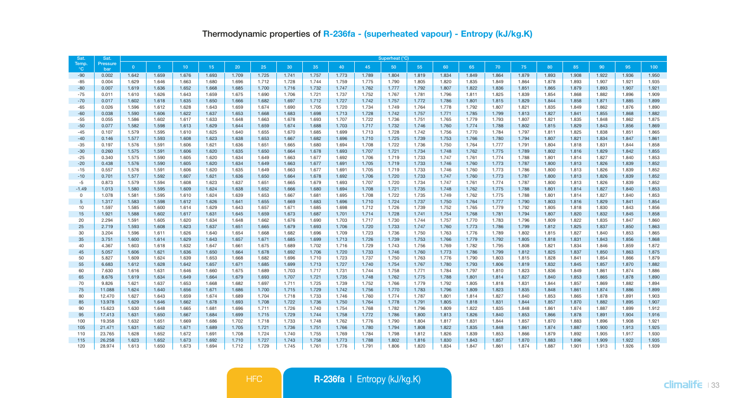## Thermodynamic properties of R-236fa - (superheated vapour) - Entropy (kJ/kg.K)

| Sat. Temp. °C | Sat. Pressure bar | Superheat (°C) | | | | | | | | | | | | | | | | | | | | |
|---|---|---|---|---|---|---|---|---|---|---|---|---|---|---|---|---|---|---|---|---|---|---|
| | | 0 | 5 | 10 | 15 | 20 | 25 | 30 | 35 | 40 | 45 | 50 | 55 | 60 | 65 | 70 | 75 | 80 | 85 | 90 | 95 | 100 |
| -90 | 0.002 | 1.642 | 1.659 | 1.676 | 1.693 | 1.709 | 1.725 | 1.741 | 1.757 | 1.773 | 1.789 | 1.804 | 1.819 | 1.834 | 1.849 | 1.864 | 1.879 | 1.893 | 1.908 | 1.922 | 1.936 | 1.950 |
| -85 | 0.004 | 1.629 | 1.646 | 1.663 | 1.680 | 1.696 | 1.712 | 1.728 | 1.744 | 1.759 | 1.775 | 1.790 | 1.805 | 1.820 | 1.835 | 1.849 | 1.864 | 1.878 | 1.893 | 1.907 | 1.921 | 1.935 |
| -80 | 0.007 | 1.619 | 1.636 | 1.652 | 1.668 | 1.685 | 1.700 | 1.716 | 1.732 | 1.747 | 1.762 | 1.777 | 1.792 | 1.807 | 1.822 | 1.836 | 1.851 | 1.865 | 1.879 | 1.893 | 1.907 | 1.921 |
| -75 | 0.011 | 1.610 | 1.626 | 1.643 | 1.659 | 1.675 | 1.690 | 1.706 | 1.721 | 1.737 | 1.752 | 1.767 | 1.781 | 1.796 | 1.811 | 1.825 | 1.839 | 1.854 | 1.868 | 1.882 | 1.896 | 1.909 |
| -70 | 0.017 | 1.602 | 1.618 | 1.635 | 1.650 | 1.666 | 1.682 | 1.697 | 1.712 | 1.727 | 1.742 | 1.757 | 1.772 | 1.786 | 1.801 | 1.815 | 1.829 | 1.844 | 1.858 | 1.871 | 1.885 | 1.899 |
| -65 | 0.026 | 1.596 | 1.612 | 1.628 | 1.643 | 1.659 | 1.674 | 1.690 | 1.705 | 1.720 | 1.734 | 1.749 | 1.764 | 1.778 | 1.792 | 1.807 | 1.821 | 1.835 | 1.849 | 1.862 | 1.876 | 1.890 |
| -60 | 0.038 | 1.590 | 1.606 | 1.622 | 1.637 | 1.653 | 1.668 | 1.683 | 1.698 | 1.713 | 1.728 | 1.742 | 1.757 | 1.771 | 1.785 | 1.799 | 1.813 | 1.827 | 1.841 | 1.855 | 1.868 | 1.882 |
| -55 | 0.055 | 1.586 | 1.602 | 1.617 | 1.633 | 1.648 | 1.663 | 1.678 | 1.693 | 1.707 | 1.722 | 1.736 | 1.751 | 1.765 | 1.779 | 1.793 | 1.807 | 1.821 | 1.835 | 1.848 | 1.862 | 1.875 |
| -50 | 0.077 | 1.582 | 1.598 | 1.613 | 1.629 | 1.644 | 1.659 | 1.674 | 1.688 | 1.703 | 1.717 | 1.732 | 1.746 | 1.760 | 1.774 | 1.788 | 1.802 | 1.815 | 1.829 | 1.843 | 1.856 | 1.869 |
| -45 | 0.107 | 1.579 | 1.595 | 1.610 | 1.625 | 1.640 | 1.655 | 1.670 | 1.685 | 1.699 | 1.713 | 1.728 | 1.742 | 1.756 | 1.770 | 1.784 | 1.797 | 1.811 | 1.825 | 1.838 | 1.851 | 1.865 |
| -40 | 0.146 | 1.577 | 1.593 | 1.608 | 1.623 | 1.638 | 1.653 | 1.667 | 1.682 | 1.696 | 1.710 | 1.725 | 1.739 | 1.753 | 1.766 | 1.780 | 1.794 | 1.807 | 1.821 | 1.834 | 1.847 | 1.861 |
| -35 | 0.197 | 1.576 | 1.591 | 1.606 | 1.621 | 1.636 | 1.651 | 1.665 | 1.680 | 1.694 | 1.708 | 1.722 | 1.736 | 1.750 | 1.764 | 1.777 | 1.791 | 1.804 | 1.818 | 1.831 | 1.844 | 1.858 |
| -30 | 0.260 | 1.575 | 1.591 | 1.606 | 1.620 | 1.635 | 1.650 | 1.664 | 1.678 | 1.693 | 1.707 | 1.721 | 1.734 | 1.748 | 1.762 | 1.775 | 1.789 | 1.802 | 1.816 | 1.829 | 1.842 | 1.855 |
| -25 | 0.340 | 1.575 | 1.590 | 1.605 | 1.620 | 1.634 | 1.649 | 1.663 | 1.677 | 1.692 | 1.706 | 1.719 | 1.733 | 1.747 | 1.761 | 1.774 | 1.788 | 1.801 | 1.814 | 1.827 | 1.840 | 1.853 |
| -20 | 0.438 | 1.576 | 1.590 | 1.605 | 1.620 | 1.634 | 1.649 | 1.663 | 1.677 | 1.691 | 1.705 | 1.719 | 1.733 | 1.746 | 1.760 | 1.773 | 1.787 | 1.800 | 1.813 | 1.826 | 1.839 | 1.852 |
| -15 | 0.557 | 1.576 | 1.591 | 1.606 | 1.620 | 1.635 | 1.649 | 1.663 | 1.677 | 1.691 | 1.705 | 1.719 | 1.733 | 1.746 | 1.760 | 1.773 | 1.786 | 1.800 | 1.813 | 1.826 | 1.839 | 1.852 |
| -10 | 0.701 | 1.577 | 1.592 | 1.607 | 1.621 | 1.636 | 1.650 | 1.664 | 1.678 | 1.692 | 1.706 | 1.720 | 1.733 | 1.747 | 1.760 | 1.773 | 1.787 | 1.800 | 1.813 | 1.826 | 1.839 | 1.852 |
| -5 | 0.873 | 1.579 | 1.594 | 1.608 | 1.623 | 1.637 | 1.651 | 1.665 | 1.679 | 1.693 | 1.707 | 1.720 | 1.734 | 1.747 | 1.761 | 1.774 | 1.787 | 1.800 | 1.813 | 1.826 | 1.839 | 1.852 |
| -1.49 | 1.013 | 1.580 | 1.595 | 1.609 | 1.624 | 1.638 | 1.652 | 1.666 | 1.680 | 1.694 | 1.708 | 1.721 | 1.735 | 1.748 | 1.762 | 1.775 | 1.788 | 1.801 | 1.814 | 1.827 | 1.840 | 1.853 |
| 0 | 1.078 | 1.581 | 1.595 | 1.610 | 1.624 | 1.639 | 1.653 | 1.667 | 1.681 | 1.695 | 1.708 | 1.722 | 1.735 | 1.749 | 1.762 | 1.775 | 1.788 | 1.801 | 1.814 | 1.827 | 1.840 | 1.853 |
| 5 | 1.317 | 1.583 | 1.598 | 1.612 | 1.626 | 1.641 | 1.655 | 1.669 | 1.683 | 1.696 | 1.710 | 1.724 | 1.737 | 1.750 | 1.764 | 1.777 | 1.790 | 1.803 | 1.816 | 1.829 | 1.841 | 1.854 |
| 10 | 1.597 | 1.585 | 1.600 | 1.614 | 1.629 | 1.643 | 1.657 | 1.671 | 1.685 | 1.698 | 1.712 | 1.726 | 1.739 | 1.752 | 1.765 | 1.779 | 1.792 | 1.805 | 1.818 | 1.830 | 1.843 | 1.856 |
| 15 | 1.921 | 1.588 | 1.602 | 1.617 | 1.631 | 1.645 | 1.659 | 1.673 | 1.687 | 1.701 | 1.714 | 1.728 | 1.741 | 1.754 | 1.768 | 1.781 | 1.794 | 1.807 | 1.820 | 1.832 | 1.845 | 1.858 |
| 20 | 2.294 | 1.591 | 1.605 | 1.620 | 1.634 | 1.648 | 1.662 | 1.676 | 1.690 | 1.703 | 1.717 | 1.730 | 1.744 | 1.757 | 1.770 | 1.783 | 1.796 | 1.809 | 1.822 | 1.835 | 1.847 | 1.860 |
| 25 | 2.719 | 1.593 | 1.608 | 1.623 | 1.637 | 1.651 | 1.665 | 1.679 | 1.693 | 1.706 | 1.720 | 1.733 | 1.747 | 1.760 | 1.773 | 1.786 | 1.799 | 1.812 | 1.825 | 1.837 | 1.850 | 1.863 |
| 30 | 3.204 | 1.596 | 1.611 | 1.626 | 1.640 | 1.654 | 1.668 | 1.682 | 1.696 | 1.709 | 1.723 | 1.736 | 1.750 | 1.763 | 1.776 | 1.789 | 1.802 | 1.815 | 1.827 | 1.840 | 1.853 | 1.865 |
| 35 | 3.751 | 1.600 | 1.614 | 1.629 | 1.643 | 1.657 | 1.671 | 1.685 | 1.699 | 1.713 | 1.726 | 1.739 | 1.753 | 1.766 | 1.779 | 1.792 | 1.805 | 1.818 | 1.831 | 1.843 | 1.856 | 1.868 |
| 40 | 4.367 | 1.603 | 1.618 | 1.632 | 1.647 | 1.661 | 1.675 | 1.689 | 1.702 | 1.716 | 1.729 | 1.743 | 1.756 | 1.769 | 1.782 | 1.795 | 1.808 | 1.821 | 1.834 | 1.846 | 1.859 | 1.872 |
| 45 | 5.057 | 1.606 | 1.621 | 1.636 | 1.650 | 1.664 | 1.678 | 1.692 | 1.706 | 1.720 | 1.733 | 1.746 | 1.760 | 1.773 | 1.786 | 1.799 | 1.812 | 1.825 | 1.837 | 1.850 | 1.863 | 1.875 |
| 50 | 5.827 | 1.609 | 1.624 | 1.639 | 1.653 | 1.668 | 1.682 | 1.696 | 1.710 | 1.723 | 1.737 | 1.750 | 1.763 | 1.776 | 1.790 | 1.803 | 1.815 | 1.828 | 1.841 | 1.854 | 1.866 | 1.879 |
| 55 | 6.683 | 1.612 | 1.628 | 1.642 | 1.657 | 1.671 | 1.685 | 1.699 | 1.713 | 1.727 | 1.740 | 1.754 | 1.767 | 1.780 | 1.793 | 1.806 | 1.819 | 1.832 | 1.845 | 1.857 | 1.870 | 1.882 |
| 60 | 7.630 | 1.616 | 1.631 | 1.646 | 1.660 | 1.675 | 1.689 | 1.703 | 1.717 | 1.731 | 1.744 | 1.758 | 1.771 | 1.784 | 1.797 | 1.810 | 1.823 | 1.836 | 1.849 | 1.861 | 1.874 | 1.886 |
| 65 | 8.676 | 1.619 | 1.634 | 1.649 | 1.664 | 1.679 | 1.693 | 1.707 | 1.721 | 1.735 | 1.748 | 1.762 | 1.775 | 1.788 | 1.801 | 1.814 | 1.827 | 1.840 | 1.853 | 1.865 | 1.878 | 1.890 |
| 70 | 9.826 | 1.621 | 1.637 | 1.653 | 1.668 | 1.682 | 1.697 | 1.711 | 1.725 | 1.739 | 1.752 | 1.766 | 1.779 | 1.792 | 1.805 | 1.818 | 1.831 | 1.844 | 1.857 | 1.869 | 1.882 | 1.894 |
| 75 | 11.088 | 1.624 | 1.640 | 1.656 | 1.671 | 1.686 | 1.700 | 1.715 | 1.729 | 1.742 | 1.756 | 1.770 | 1.783 | 1.796 | 1.809 | 1.823 | 1.835 | 1.848 | 1.861 | 1.874 | 1.886 | 1.899 |
| 80 | 12.470 | 1.627 | 1.643 | 1.659 | 1.674 | 1.689 | 1.704 | 1.718 | 1.733 | 1.746 | 1.760 | 1.774 | 1.787 | 1.801 | 1.814 | 1.827 | 1.840 | 1.853 | 1.865 | 1.878 | 1.891 | 1.903 |
| 85 | 13.978 | 1.629 | 1.646 | 1.662 | 1.678 | 1.693 | 1.708 | 1.722 | 1.736 | 1.750 | 1.764 | 1.778 | 1.791 | 1.805 | 1.818 | 1.831 | 1.844 | 1.857 | 1.870 | 1.882 | 1.895 | 1.907 |
| 90 | 15.623 | 1.630 | 1.648 | 1.665 | 1.681 | 1.696 | 1.711 | 1.726 | 1.740 | 1.754 | 1.768 | 1.782 | 1.796 | 1.809 | 1.822 | 1.835 | 1.848 | 1.861 | 1.874 | 1.887 | 1.899 | 1.912 |
| 95 | 17.413 | 1.631 | 1.650 | 1.667 | 1.684 | 1.699 | 1.715 | 1.729 | 1.744 | 1.758 | 1.772 | 1.786 | 1.800 | 1.813 | 1.826 | 1.840 | 1.853 | 1.866 | 1.878 | 1.891 | 1.904 | 1.916 |
| 100 | 19.358 | 1.632 | 1.651 | 1.669 | 1.686 | 1.702 | 1.718 | 1.733 | 1.748 | 1.762 | 1.776 | 1.790 | 1.804 | 1.817 | 1.831 | 1.844 | 1.857 | 1.870 | 1.883 | 1.896 | 1.908 | 1.921 |
| 105 | 21.471 | 1.631 | 1.652 | 1.671 | 1.689 | 1.705 | 1.721 | 1.736 | 1.751 | 1.766 | 1.780 | 1.794 | 1.808 | 1.822 | 1.835 | 1.848 | 1.861 | 1.874 | 1.887 | 1.900 | 1.913 | 1.925 |
| 110 | 23.765 | 1.628 | 1.652 | 1.672 | 1.691 | 1.708 | 1.724 | 1.740 | 1.755 | 1.769 | 1.784 | 1.798 | 1.812 | 1.826 | 1.839 | 1.853 | 1.866 | 1.879 | 1.892 | 1.905 | 1.917 | 1.930 |
| 115 | 26.258 | 1.623 | 1.652 | 1.673 | 1.692 | 1.710 | 1.727 | 1.743 | 1.758 | 1.773 | 1.788 | 1.802 | 1.816 | 1.830 | 1.843 | 1.857 | 1.870 | 1.883 | 1.896 | 1.909 | 1.922 | 1.935 |
| 120 | 28.974 | 1.613 | 1.650 | 1.673 | 1.694 | 1.712 | 1.729 | 1.745 | 1.761 | 1.776 | 1.791 | 1.806 | 1.820 | 1.834 | 1.847 | 1.861 | 1.874 | 1.887 | 1.901 | 1.913 | 1.926 | 1.939 |

HFC

**R-236fa** | Entropy (kJ/kg.K)